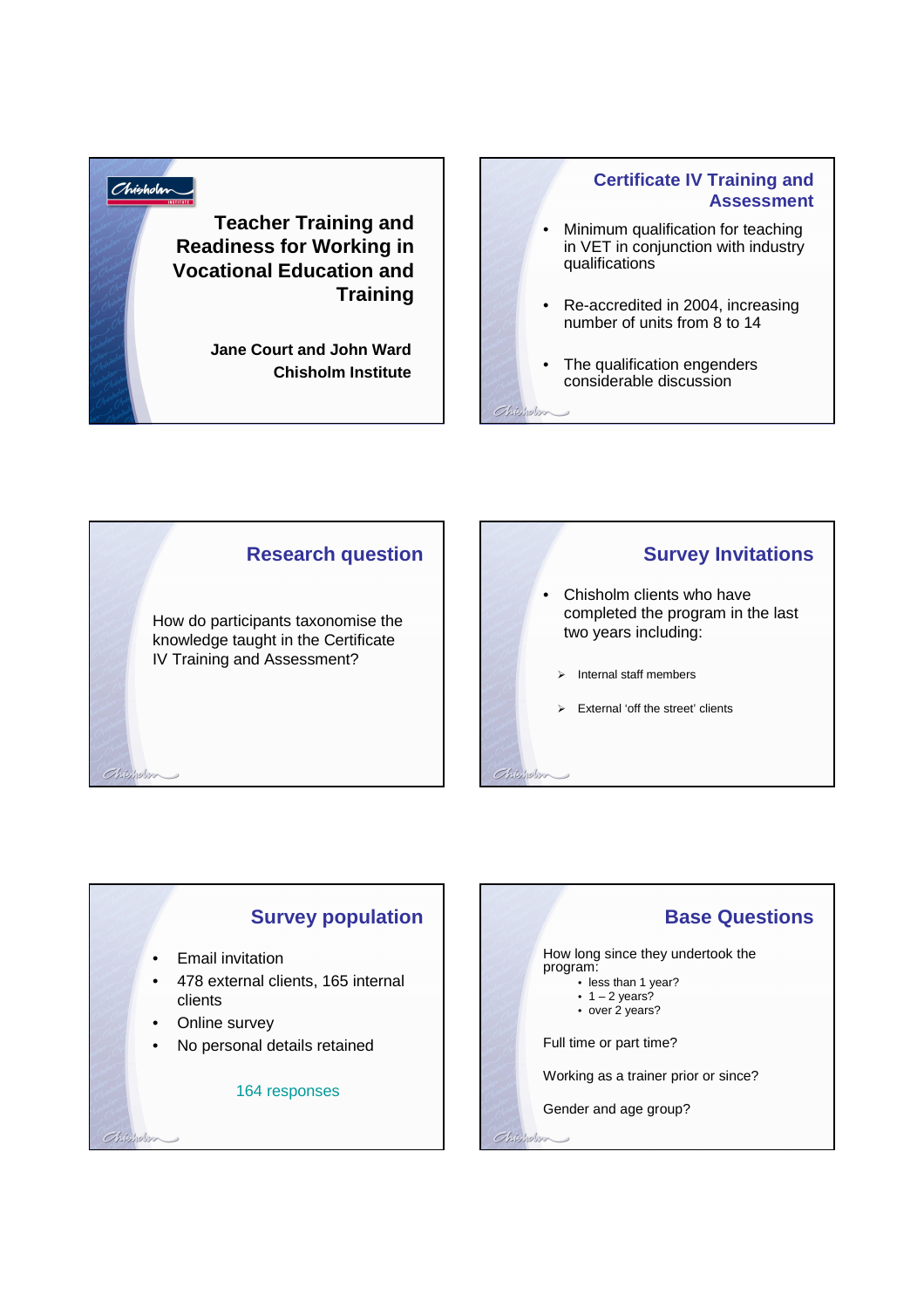# Teacher Training and Readiness for Working in Vocational Education and Training

**Jane Court and John Ward**
**Chisholm Institute**

## Certificate IV Training and Assessment

- Minimum qualification for teaching in VET in conjunction with industry qualifications
- Re-accredited in 2004, increasing number of units from 8 to 14
- The qualification engenders considerable discussion

## Research question

How do participants taxonomise the knowledge taught in the Certificate IV Training and Assessment?

## Survey Invitations

- Chisholm clients who have completed the program in the last two years including:
  - Internal staff members
  - External 'off the street' clients

## Survey population

- Email invitation
- 478 external clients, 165 internal clients
- Online survey
- No personal details retained

164 responses

## Base Questions

How long since they undertook the program:
- less than 1 year?
- 1 – 2 years?
- over 2 years?

Full time or part time?

Working as a trainer prior or since?

Gender and age group?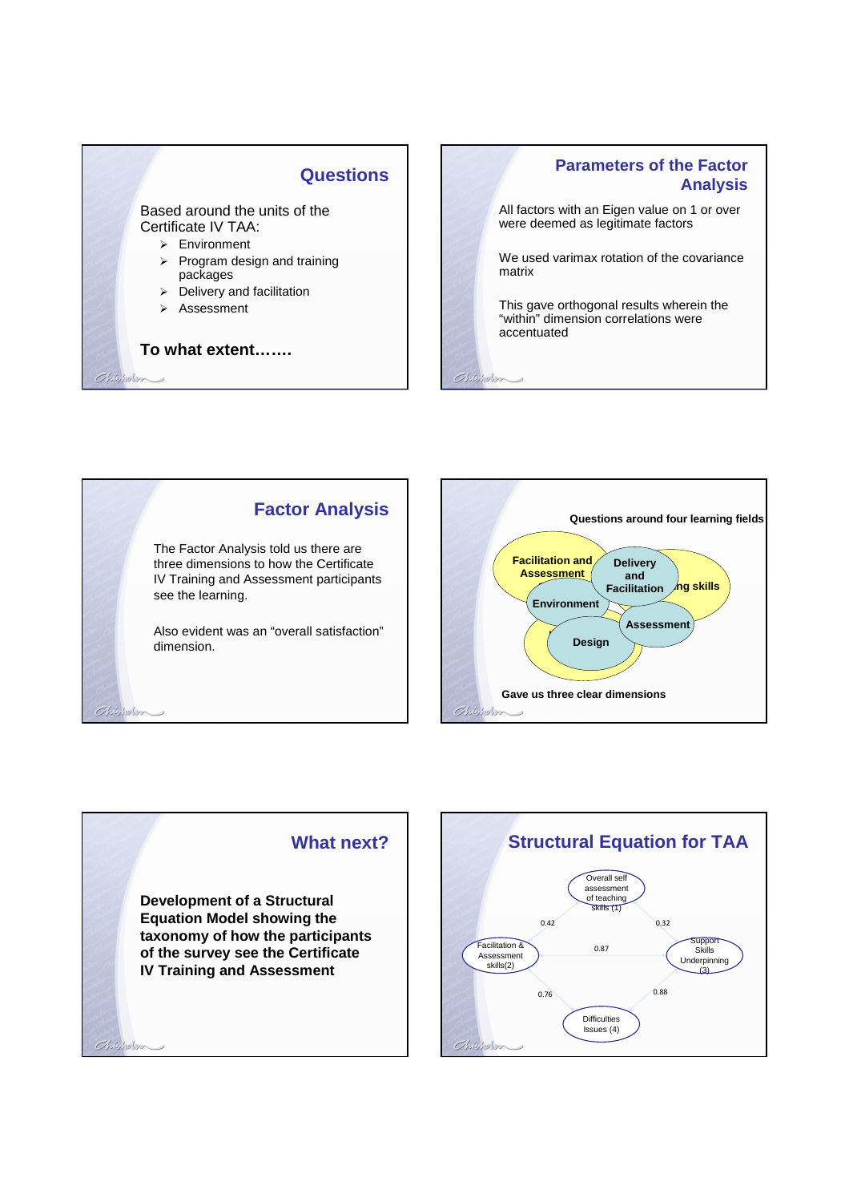## Questions

Based around the units of the Certificate IV TAA:

- Environment
- Program design and training packages
- Delivery and facilitation
- Assessment

**To what extent…….**

## Parameters of the Factor Analysis

All factors with an Eigen value on 1 or over were deemed as legitimate factors

We used varimax rotation of the covariance matrix

This gave orthogonal results wherein the "within" dimension correlations were accentuated

## Factor Analysis

The Factor Analysis told us there are three dimensions to how the Certificate IV Training and Assessment participants see the learning.

Also evident was an "overall satisfaction" dimension.

**Questions around four learning fields**

Facilitation and Assessment

Delivery and Facilitation

…ng skills

Environment

Assessment

Design

**Gave us three clear dimensions**

## What next?

**Development of a Structural Equation Model showing the taxonomy of how the participants of the survey see the Certificate IV Training and Assessment**

## Structural Equation for TAA

Overall self assessment of teaching skills (1)

Facilitation & Assessment skills(2)

Support Skills Underpinning (3)

Difficulties Issues (4)

0.42

0.32

0.87

0.76

0.88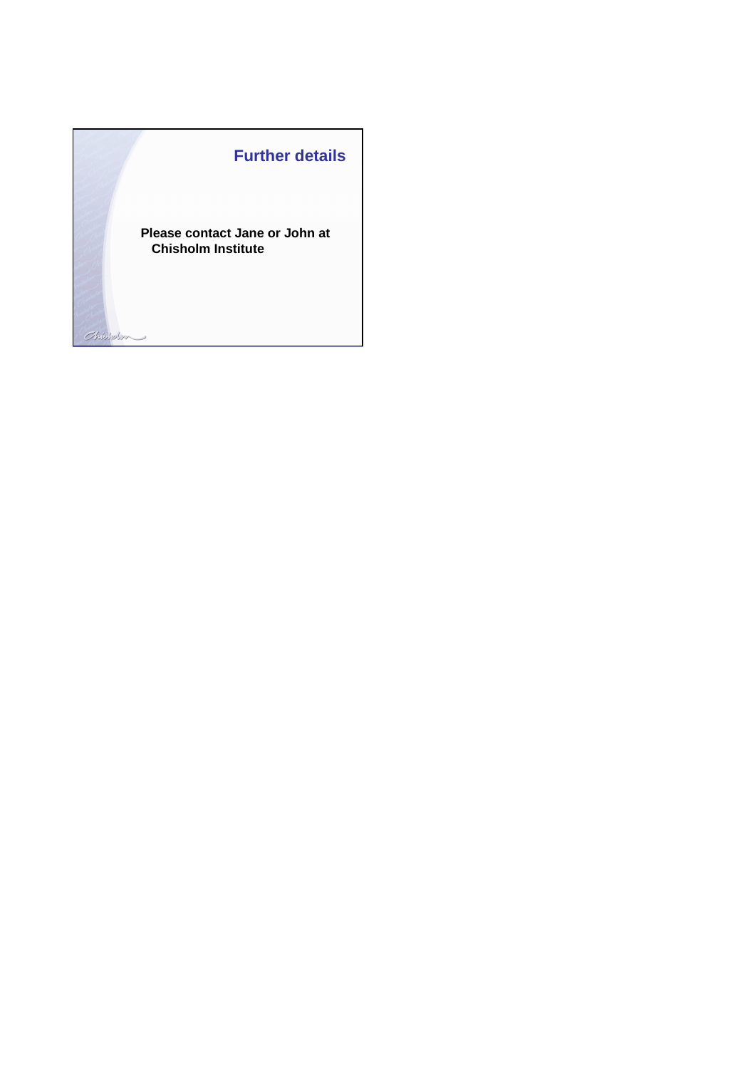## Further details

**Please contact Jane or John at Chisholm Institute**